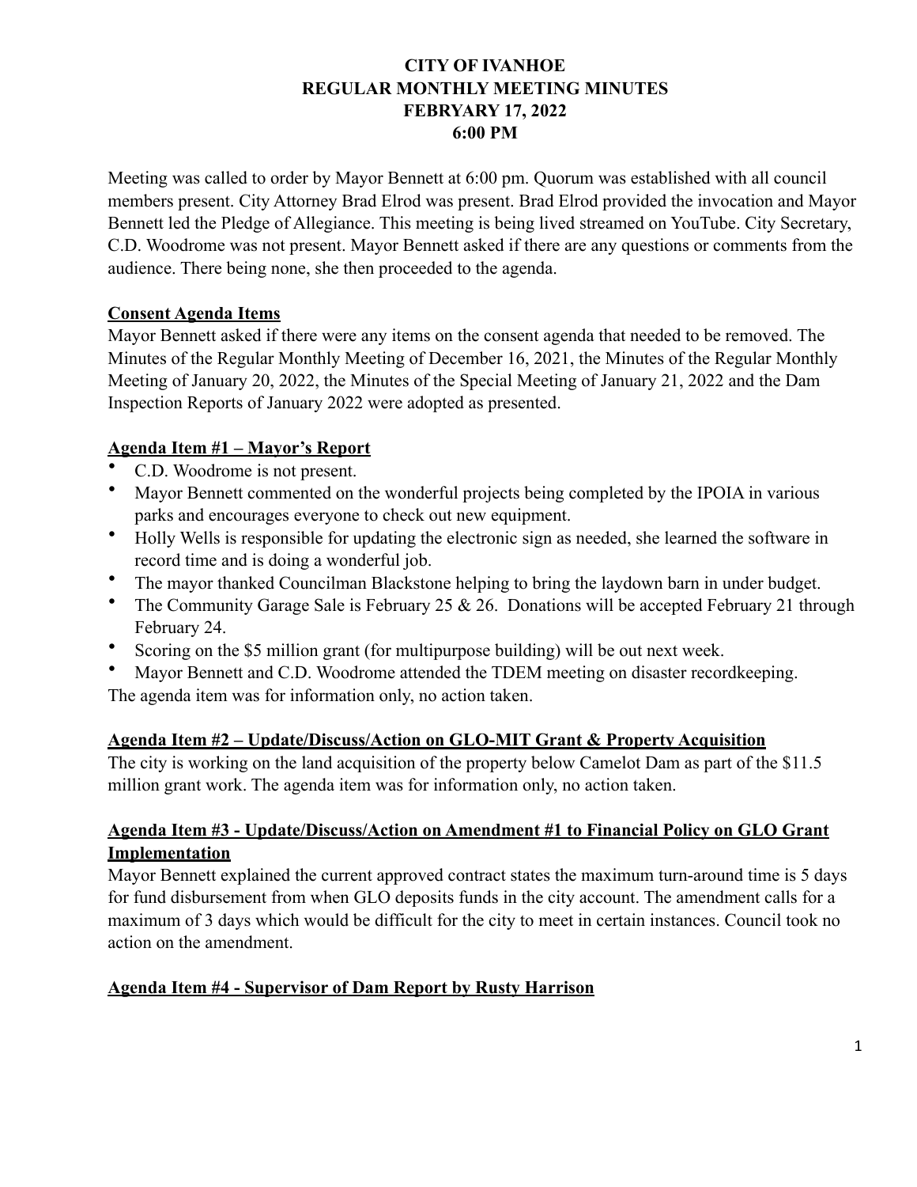# CITY OF IVANHOE
# REGULAR MONTHLY MEETING MINUTES
# FEBRYARY 17, 2022
# 6:00 PM

Meeting was called to order by Mayor Bennett at 6:00 pm. Quorum was established with all council members present. City Attorney Brad Elrod was present. Brad Elrod provided the invocation and Mayor Bennett led the Pledge of Allegiance. This meeting is being lived streamed on YouTube. City Secretary, C.D. Woodrome was not present. Mayor Bennett asked if there are any questions or comments from the audience. There being none, she then proceeded to the agenda.

**Consent Agenda Items**

Mayor Bennett asked if there were any items on the consent agenda that needed to be removed. The Minutes of the Regular Monthly Meeting of December 16, 2021, the Minutes of the Regular Monthly Meeting of January 20, 2022, the Minutes of the Special Meeting of January 21, 2022 and the Dam Inspection Reports of January 2022 were adopted as presented.

**Agenda Item #1 – Mayor's Report**

- C.D. Woodrome is not present.
- Mayor Bennett commented on the wonderful projects being completed by the IPOIA in various parks and encourages everyone to check out new equipment.
- Holly Wells is responsible for updating the electronic sign as needed, she learned the software in record time and is doing a wonderful job.
- The mayor thanked Councilman Blackstone helping to bring the laydown barn in under budget.
- The Community Garage Sale is February 25 & 26. Donations will be accepted February 21 through February 24.
- Scoring on the $5 million grant (for multipurpose building) will be out next week.
- Mayor Bennett and C.D. Woodrome attended the TDEM meeting on disaster recordkeeping.

The agenda item was for information only, no action taken.

**Agenda Item #2 – Update/Discuss/Action on GLO-MIT Grant & Property Acquisition**

The city is working on the land acquisition of the property below Camelot Dam as part of the $11.5 million grant work. The agenda item was for information only, no action taken.

**Agenda Item #3 - Update/Discuss/Action on Amendment #1 to Financial Policy on GLO Grant Implementation**

Mayor Bennett explained the current approved contract states the maximum turn-around time is 5 days for fund disbursement from when GLO deposits funds in the city account. The amendment calls for a maximum of 3 days which would be difficult for the city to meet in certain instances. Council took no action on the amendment.

**Agenda Item #4 - Supervisor of Dam Report by Rusty Harrison**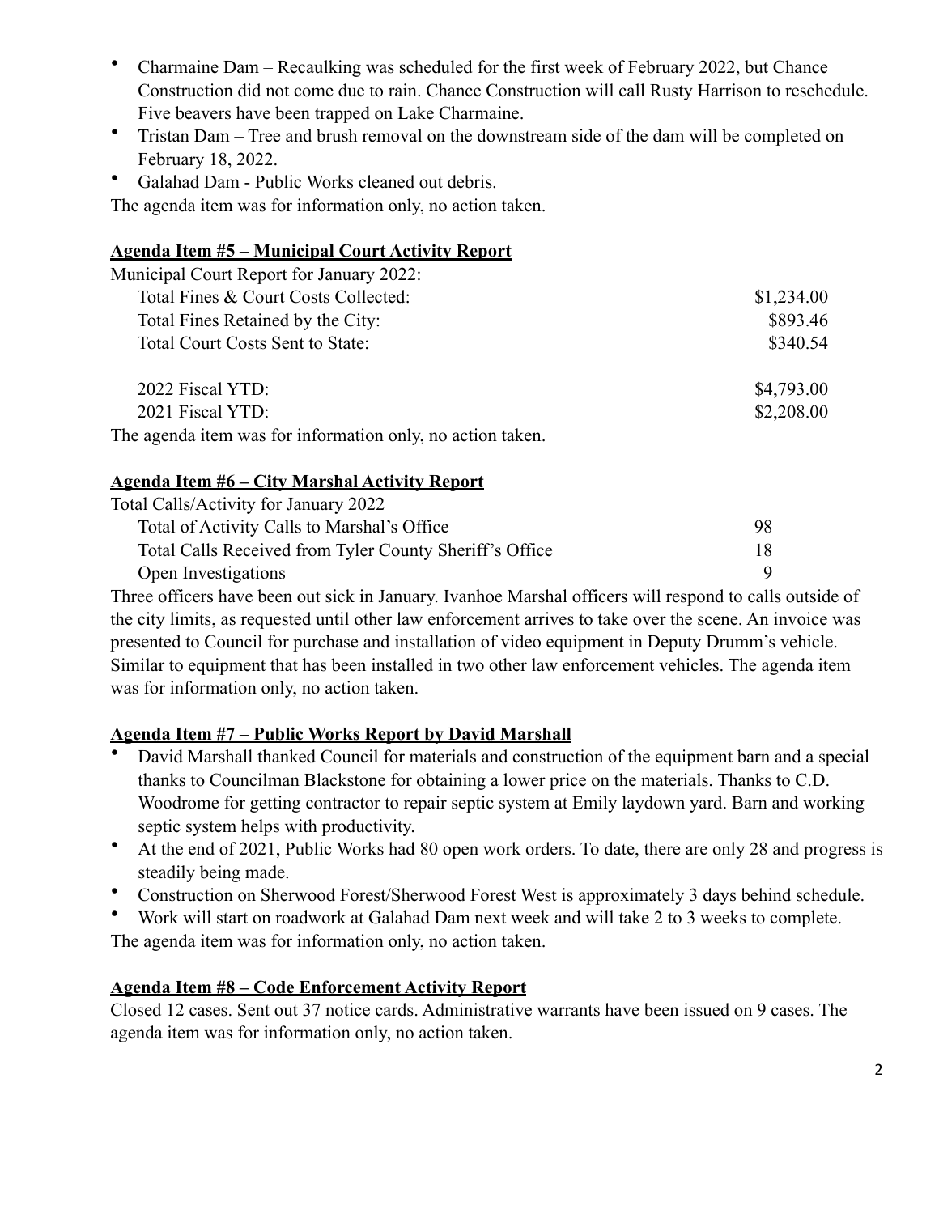- Charmaine Dam – Recaulking was scheduled for the first week of February 2022, but Chance Construction did not come due to rain. Chance Construction will call Rusty Harrison to reschedule. Five beavers have been trapped on Lake Charmaine.
- Tristan Dam – Tree and brush removal on the downstream side of the dam will be completed on February 18, 2022.
- Galahad Dam - Public Works cleaned out debris.

The agenda item was for information only, no action taken.

**Agenda Item #5 – Municipal Court Activity Report**

Municipal Court Report for January 2022:

| | |
|---|---|
| Total Fines & Court Costs Collected: | $1,234.00 |
| Total Fines Retained by the City: | $893.46 |
| Total Court Costs Sent to State: | $340.54 |
| | |
| 2022 Fiscal YTD: | $4,793.00 |
| 2021 Fiscal YTD: | $2,208.00 |

The agenda item was for information only, no action taken.

**Agenda Item #6 – City Marshal Activity Report**

Total Calls/Activity for January 2022

| | |
|---|---|
| Total of Activity Calls to Marshal's Office | 98 |
| Total Calls Received from Tyler County Sheriff's Office | 18 |
| Open Investigations | 9 |

Three officers have been out sick in January. Ivanhoe Marshal officers will respond to calls outside of the city limits, as requested until other law enforcement arrives to take over the scene. An invoice was presented to Council for purchase and installation of video equipment in Deputy Drumm's vehicle. Similar to equipment that has been installed in two other law enforcement vehicles. The agenda item was for information only, no action taken.

**Agenda Item #7 – Public Works Report by David Marshall**

- David Marshall thanked Council for materials and construction of the equipment barn and a special thanks to Councilman Blackstone for obtaining a lower price on the materials. Thanks to C.D. Woodrome for getting contractor to repair septic system at Emily laydown yard. Barn and working septic system helps with productivity.
- At the end of 2021, Public Works had 80 open work orders. To date, there are only 28 and progress is steadily being made.
- Construction on Sherwood Forest/Sherwood Forest West is approximately 3 days behind schedule.
- Work will start on roadwork at Galahad Dam next week and will take 2 to 3 weeks to complete.

The agenda item was for information only, no action taken.

**Agenda Item #8 – Code Enforcement Activity Report**

Closed 12 cases. Sent out 37 notice cards. Administrative warrants have been issued on 9 cases. The agenda item was for information only, no action taken.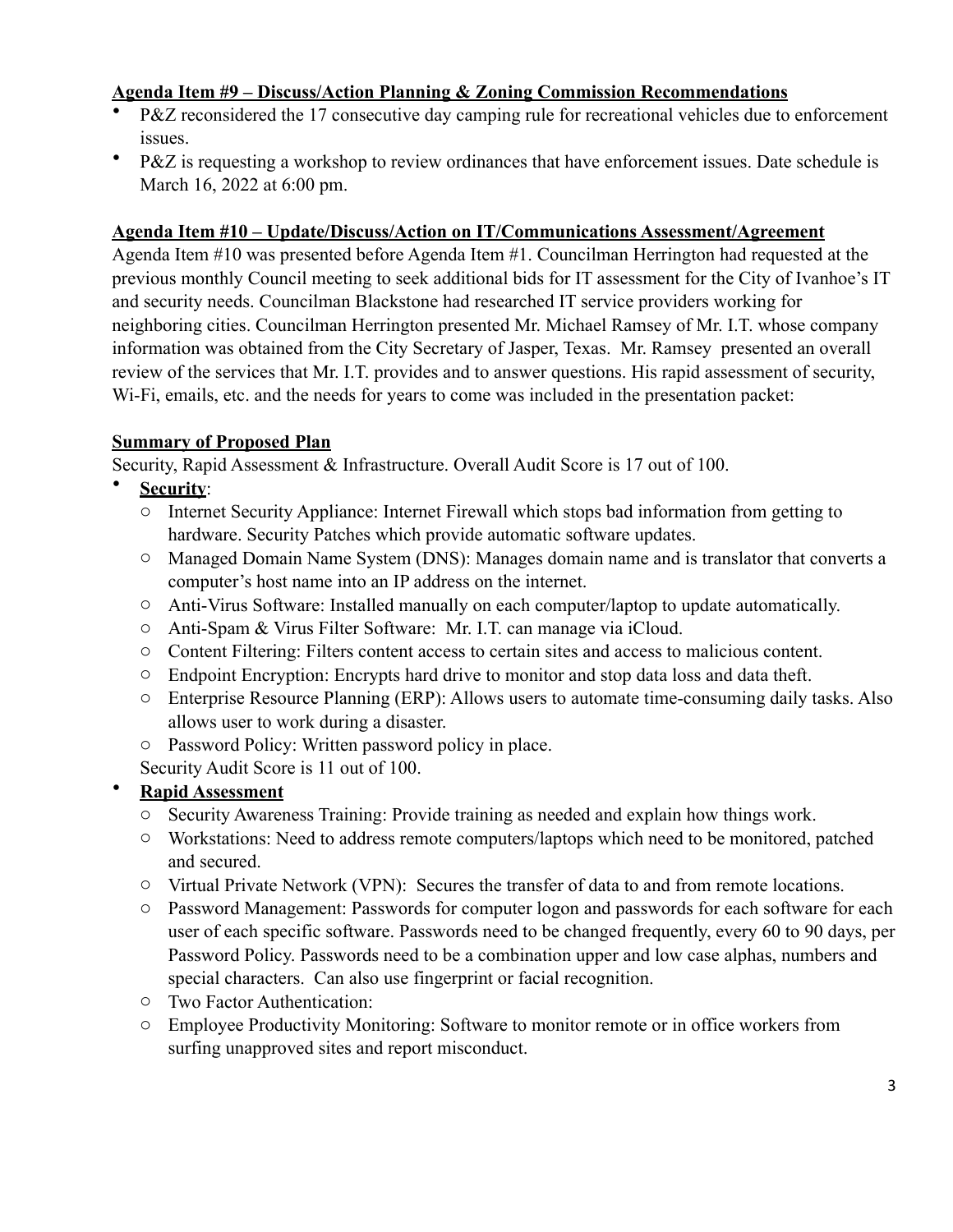**Agenda Item #9 – Discuss/Action Planning & Zoning Commission Recommendations**

- P&Z reconsidered the 17 consecutive day camping rule for recreational vehicles due to enforcement issues.
- P&Z is requesting a workshop to review ordinances that have enforcement issues. Date schedule is March 16, 2022 at 6:00 pm.

**Agenda Item #10 – Update/Discuss/Action on IT/Communications Assessment/Agreement**

Agenda Item #10 was presented before Agenda Item #1. Councilman Herrington had requested at the previous monthly Council meeting to seek additional bids for IT assessment for the City of Ivanhoe's IT and security needs. Councilman Blackstone had researched IT service providers working for neighboring cities. Councilman Herrington presented Mr. Michael Ramsey of Mr. I.T. whose company information was obtained from the City Secretary of Jasper, Texas. Mr. Ramsey presented an overall review of the services that Mr. I.T. provides and to answer questions. His rapid assessment of security, Wi-Fi, emails, etc. and the needs for years to come was included in the presentation packet:

**Summary of Proposed Plan**

Security, Rapid Assessment & Infrastructure. Overall Audit Score is 17 out of 100.

- **Security**:
  - Internet Security Appliance: Internet Firewall which stops bad information from getting to hardware. Security Patches which provide automatic software updates.
  - Managed Domain Name System (DNS): Manages domain name and is translator that converts a computer's host name into an IP address on the internet.
  - Anti-Virus Software: Installed manually on each computer/laptop to update automatically.
  - Anti-Spam & Virus Filter Software: Mr. I.T. can manage via iCloud.
  - Content Filtering: Filters content access to certain sites and access to malicious content.
  - Endpoint Encryption: Encrypts hard drive to monitor and stop data loss and data theft.
  - Enterprise Resource Planning (ERP): Allows users to automate time-consuming daily tasks. Also allows user to work during a disaster.
  - Password Policy: Written password policy in place.

  Security Audit Score is 11 out of 100.

- **Rapid Assessment**
  - Security Awareness Training: Provide training as needed and explain how things work.
  - Workstations: Need to address remote computers/laptops which need to be monitored, patched and secured.
  - Virtual Private Network (VPN): Secures the transfer of data to and from remote locations.
  - Password Management: Passwords for computer logon and passwords for each software for each user of each specific software. Passwords need to be changed frequently, every 60 to 90 days, per Password Policy. Passwords need to be a combination upper and low case alphas, numbers and special characters. Can also use fingerprint or facial recognition.
  - Two Factor Authentication:
  - Employee Productivity Monitoring: Software to monitor remote or in office workers from surfing unapproved sites and report misconduct.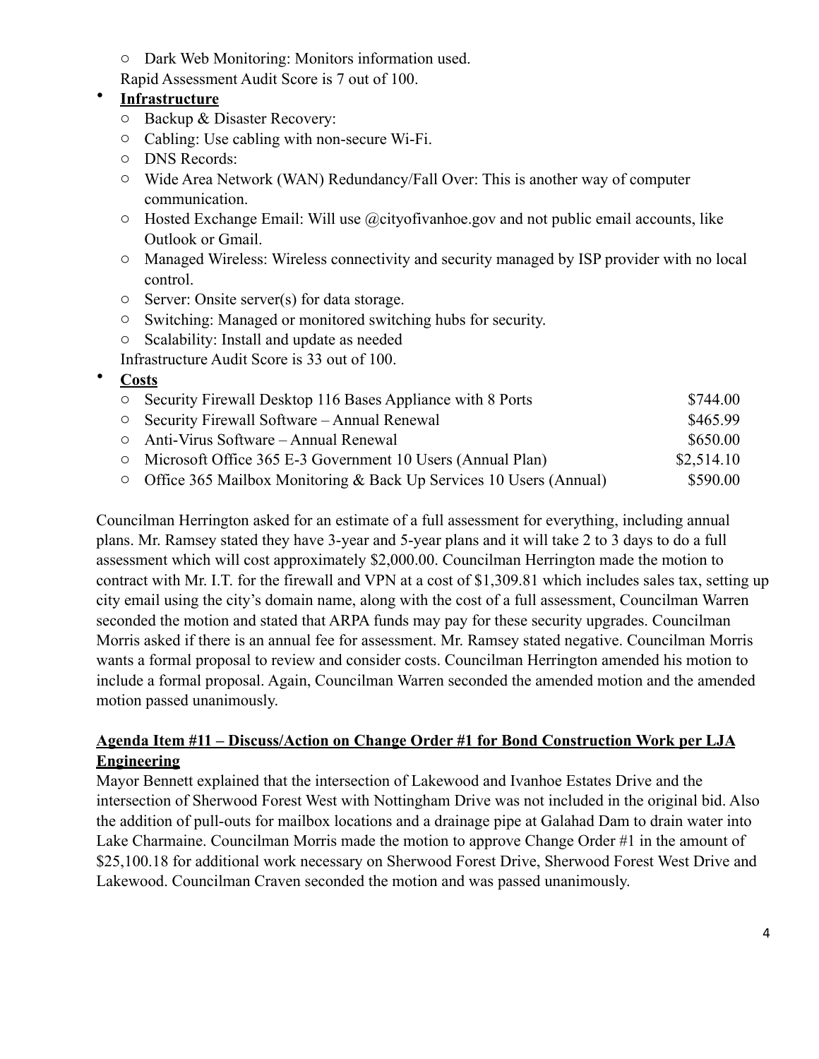- Dark Web Monitoring: Monitors information used.

  Rapid Assessment Audit Score is 7 out of 100.

- **Infrastructure**
  - Backup & Disaster Recovery:
  - Cabling: Use cabling with non-secure Wi-Fi.
  - DNS Records:
  - Wide Area Network (WAN) Redundancy/Fall Over: This is another way of computer communication.
  - Hosted Exchange Email: Will use @cityofivanhoe.gov and not public email accounts, like Outlook or Gmail.
  - Managed Wireless: Wireless connectivity and security managed by ISP provider with no local control.
  - Server: Onsite server(s) for data storage.
  - Switching: Managed or monitored switching hubs for security.
  - Scalability: Install and update as needed

  Infrastructure Audit Score is 33 out of 100.

- **Costs**
  - Security Firewall Desktop 116 Bases Appliance with 8 Ports $744.00
  - Security Firewall Software – Annual Renewal $465.99
  - Anti-Virus Software – Annual Renewal $650.00
  - Microsoft Office 365 E-3 Government 10 Users (Annual Plan) $2,514.10
  - Office 365 Mailbox Monitoring & Back Up Services 10 Users (Annual) $590.00

Councilman Herrington asked for an estimate of a full assessment for everything, including annual plans. Mr. Ramsey stated they have 3-year and 5-year plans and it will take 2 to 3 days to do a full assessment which will cost approximately $2,000.00. Councilman Herrington made the motion to contract with Mr. I.T. for the firewall and VPN at a cost of $1,309.81 which includes sales tax, setting up city email using the city's domain name, along with the cost of a full assessment, Councilman Warren seconded the motion and stated that ARPA funds may pay for these security upgrades. Councilman Morris asked if there is an annual fee for assessment. Mr. Ramsey stated negative. Councilman Morris wants a formal proposal to review and consider costs. Councilman Herrington amended his motion to include a formal proposal. Again, Councilman Warren seconded the amended motion and the amended motion passed unanimously.

**Agenda Item #11 – Discuss/Action on Change Order #1 for Bond Construction Work per LJA Engineering**

Mayor Bennett explained that the intersection of Lakewood and Ivanhoe Estates Drive and the intersection of Sherwood Forest West with Nottingham Drive was not included in the original bid. Also the addition of pull-outs for mailbox locations and a drainage pipe at Galahad Dam to drain water into Lake Charmaine. Councilman Morris made the motion to approve Change Order #1 in the amount of $25,100.18 for additional work necessary on Sherwood Forest Drive, Sherwood Forest West Drive and Lakewood. Councilman Craven seconded the motion and was passed unanimously.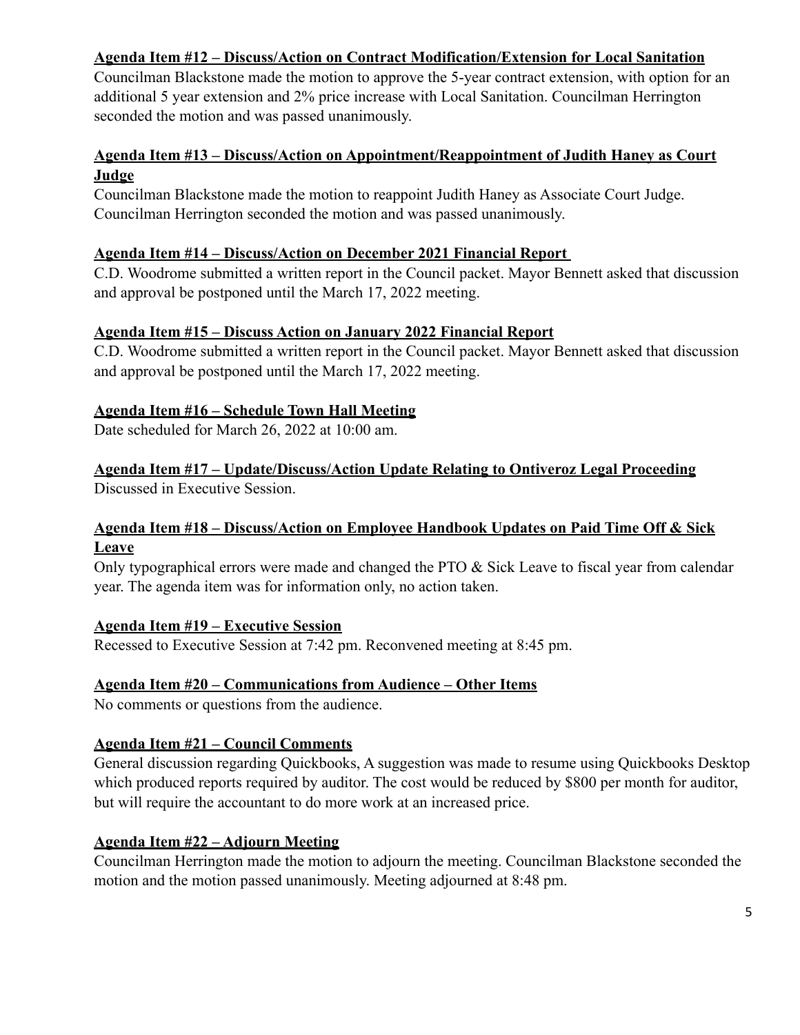**Agenda Item #12 – Discuss/Action on Contract Modification/Extension for Local Sanitation**

Councilman Blackstone made the motion to approve the 5-year contract extension, with option for an additional 5 year extension and 2% price increase with Local Sanitation. Councilman Herrington seconded the motion and was passed unanimously.

**Agenda Item #13 – Discuss/Action on Appointment/Reappointment of Judith Haney as Court Judge**

Councilman Blackstone made the motion to reappoint Judith Haney as Associate Court Judge. Councilman Herrington seconded the motion and was passed unanimously.

**Agenda Item #14 – Discuss/Action on December 2021 Financial Report**

C.D. Woodrome submitted a written report in the Council packet. Mayor Bennett asked that discussion and approval be postponed until the March 17, 2022 meeting.

**Agenda Item #15 – Discuss Action on January 2022 Financial Report**

C.D. Woodrome submitted a written report in the Council packet. Mayor Bennett asked that discussion and approval be postponed until the March 17, 2022 meeting.

**Agenda Item #16 – Schedule Town Hall Meeting**

Date scheduled for March 26, 2022 at 10:00 am.

**Agenda Item #17 – Update/Discuss/Action Update Relating to Ontiveroz Legal Proceeding**

Discussed in Executive Session.

**Agenda Item #18 – Discuss/Action on Employee Handbook Updates on Paid Time Off & Sick Leave**

Only typographical errors were made and changed the PTO & Sick Leave to fiscal year from calendar year. The agenda item was for information only, no action taken.

**Agenda Item #19 – Executive Session**

Recessed to Executive Session at 7:42 pm. Reconvened meeting at 8:45 pm.

**Agenda Item #20 – Communications from Audience – Other Items**

No comments or questions from the audience.

**Agenda Item #21 – Council Comments**

General discussion regarding Quickbooks, A suggestion was made to resume using Quickbooks Desktop which produced reports required by auditor. The cost would be reduced by $800 per month for auditor, but will require the accountant to do more work at an increased price.

**Agenda Item #22 – Adjourn Meeting**

Councilman Herrington made the motion to adjourn the meeting. Councilman Blackstone seconded the motion and the motion passed unanimously. Meeting adjourned at 8:48 pm.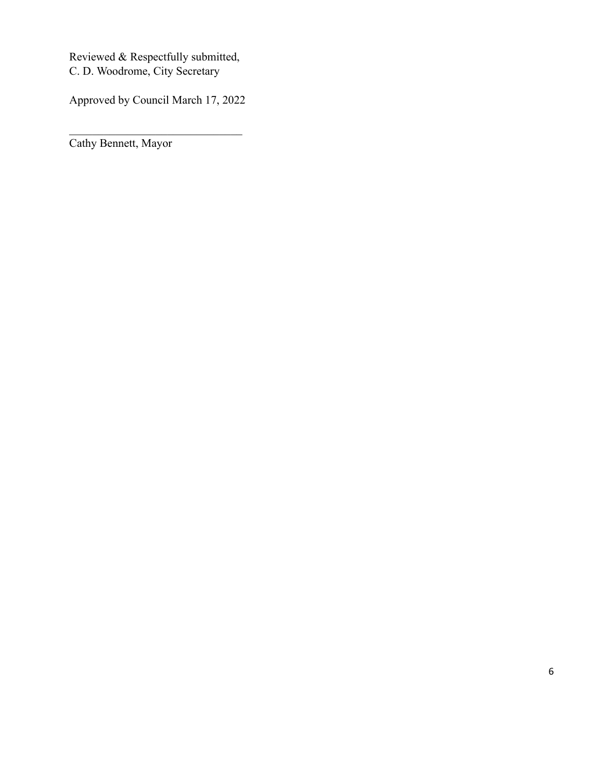Reviewed & Respectfully submitted,
C. D. Woodrome, City Secretary

Approved by Council March 17, 2022

_______________________________
Cathy Bennett, Mayor